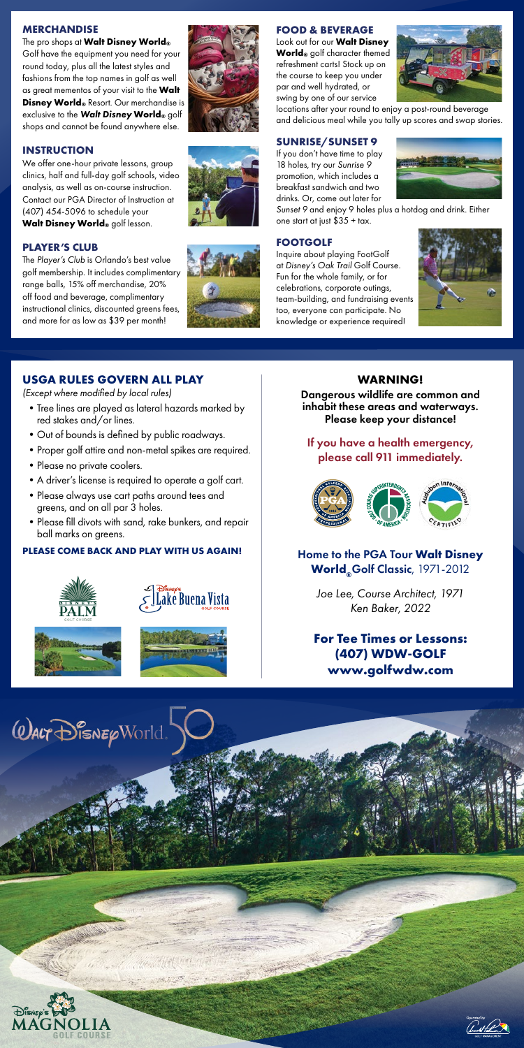## MERCHANDISE

The pro shops at **Walt Disney World®** Golf have the equipment you need for your round today, plus all the latest styles and fashions from the top names in golf as well as great mementos of your visit to the **Walt Disney World®** Resort. Our merchandise is exclusive to the ***Walt Disney World®*** golf shops and cannot be found anywhere else.

## INSTRUCTION

We offer one-hour private lessons, group clinics, half and full-day golf schools, video analysis, as well as on-course instruction. Contact our PGA Director of Instruction at (407) 454-5096 to schedule your **Walt Disney World®** golf lesson.

## PLAYER'S CLUB

The *Player's Club* is Orlando's best value golf membership. It includes complimentary range balls, 15% off merchandise, 20% off food and beverage, complimentary instructional clinics, discounted greens fees, and more for as low as $39 per month!

## FOOD & BEVERAGE

Look out for our **Walt Disney World®** golf character themed refreshment carts! Stock up on the course to keep you under par and well hydrated, or swing by one of our service locations after your round to enjoy a post-round beverage and delicious meal while you tally up scores and swap stories.

## SUNRISE/SUNSET 9

If you don't have time to play 18 holes, try our *Sunrise 9* promotion, which includes a breakfast sandwich and two drinks. Or, come out later for *Sunset 9* and enjoy 9 holes plus a hotdog and drink. Either one start at just $35 + tax.

## FOOTGOLF

Inquire about playing FootGolf at *Disney's Oak Trail* Golf Course. Fun for the whole family, or for celebrations, corporate outings, team-building, and fundraising events too, everyone can participate. No knowledge or experience required!

## USGA RULES GOVERN ALL PLAY

*(Except where modified by local rules)*

- Tree lines are played as lateral hazards marked by red stakes and/or lines.
- Out of bounds is defined by public roadways.
- Proper golf attire and non-metal spikes are required.
- Please no private coolers.
- A driver's license is required to operate a golf cart.
- Please always use cart paths around tees and greens, and on all par 3 holes.
- Please fill divots with sand, rake bunkers, and repair ball marks on greens.

**PLEASE COME BACK AND PLAY WITH US AGAIN!**

DISNEY'S PALM GOLF COURSE

Disney's Lake Buena Vista GOLF COURSE

## WARNING!

**Dangerous wildlife are common and inhabit these areas and waterways. Please keep your distance!**

**If you have a health emergency, please call 911 immediately.**

**Home to the PGA Tour Walt Disney World® Golf Classic**, 1971-2012

*Joe Lee, Course Architect, 1971*
*Ken Baker, 2022*

**For Tee Times or Lessons:**
**(407) WDW-GOLF**
**www.golfwdw.com**

Walt Disney World 50

DISNEY'S MAGNOLIA GOLF COURSE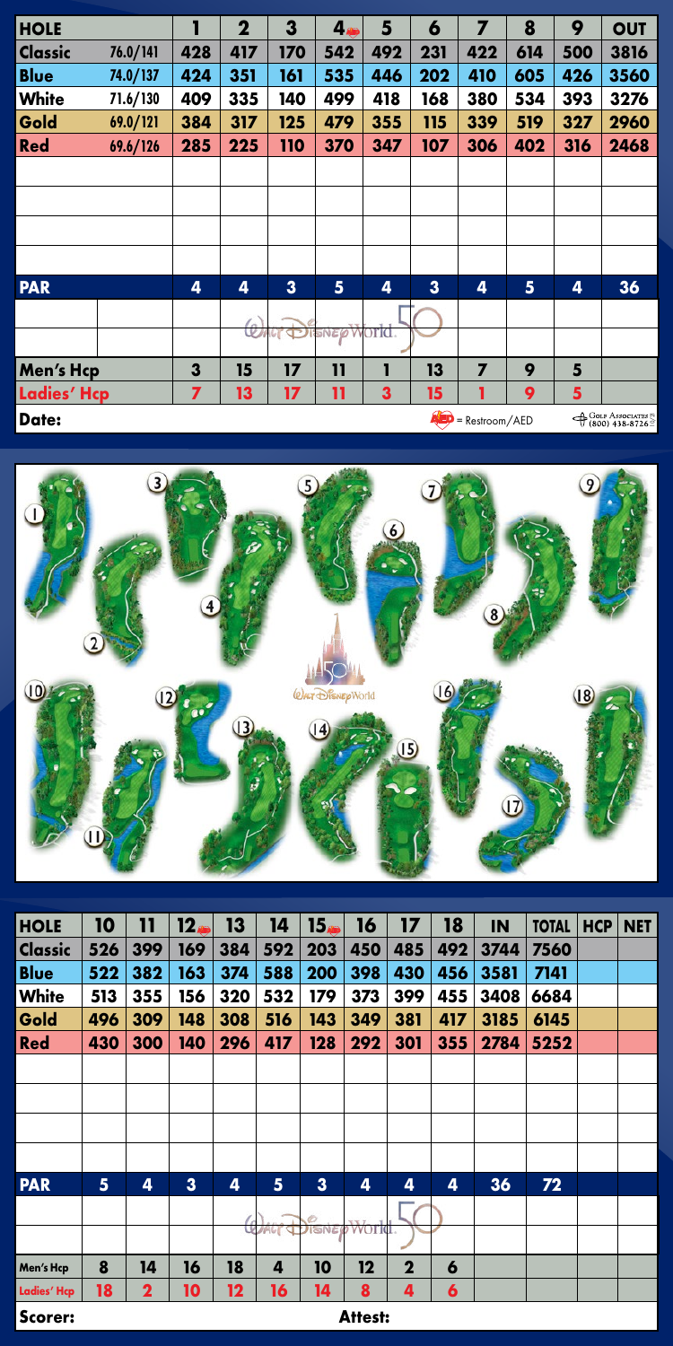| HOLE | | 1 | 2 | 3 | 4 | 5 | 6 | 7 | 8 | 9 | OUT |
|---|---|---|---|---|---|---|---|---|---|---|---|
| Classic | 76.0/141 | 428 | 417 | 170 | 542 | 492 | 231 | 422 | 614 | 500 | 3816 |
| Blue | 74.0/137 | 424 | 351 | 161 | 535 | 446 | 202 | 410 | 605 | 426 | 3560 |
| White | 71.6/130 | 409 | 335 | 140 | 499 | 418 | 168 | 380 | 534 | 393 | 3276 |
| Gold | 69.0/121 | 384 | 317 | 125 | 479 | 355 | 115 | 339 | 519 | 327 | 2960 |
| Red | 69.6/126 | 285 | 225 | 110 | 370 | 347 | 107 | 306 | 402 | 316 | 2468 |
| | | | | | | | | | | | |
| | | | | | | | | | | | |
| | | | | | | | | | | | |
| | | | | | | | | | | | |
| PAR | | 4 | 4 | 3 | 5 | 4 | 3 | 4 | 5 | 4 | 36 |
| | | | | | | | | | | | |
| | | | | | | | | | | | |
| Men's Hcp | | 3 | 15 | 17 | 11 | 1 | 13 | 7 | 9 | 5 | |
| Ladies' Hcp | | 7 | 13 | 17 | 11 | 3 | 15 | 1 | 9 | 5 | |

Date:

AED = Restroom/AED

Golf Associates (800) 438-8726

Walt Disney World 50

| HOLE | 10 | 11 | 12 | 13 | 14 | 15 | 16 | 17 | 18 | IN | TOTAL | HCP | NET |
|---|---|---|---|---|---|---|---|---|---|---|---|---|---|
| Classic | 526 | 399 | 169 | 384 | 592 | 203 | 450 | 485 | 492 | 3744 | 7560 | | |
| Blue | 522 | 382 | 163 | 374 | 588 | 200 | 398 | 430 | 456 | 3581 | 7141 | | |
| White | 513 | 355 | 156 | 320 | 532 | 179 | 373 | 399 | 455 | 3408 | 6684 | | |
| Gold | 496 | 309 | 148 | 308 | 516 | 143 | 349 | 381 | 417 | 3185 | 6145 | | |
| Red | 430 | 300 | 140 | 296 | 417 | 128 | 292 | 301 | 355 | 2784 | 5252 | | |
| | | | | | | | | | | | | | |
| | | | | | | | | | | | | | |
| | | | | | | | | | | | | | |
| | | | | | | | | | | | | | |
| PAR | 5 | 4 | 3 | 4 | 5 | 3 | 4 | 4 | 4 | 36 | 72 | | |
| | | | | | | | | | | | | | |
| | | | | | | | | | | | | | |
| Men's Hcp | 8 | 14 | 16 | 18 | 4 | 10 | 12 | 2 | 6 | | | | |
| Ladies' Hcp | 18 | 2 | 10 | 12 | 16 | 14 | 8 | 4 | 6 | | | | |

Scorer:

Attest: